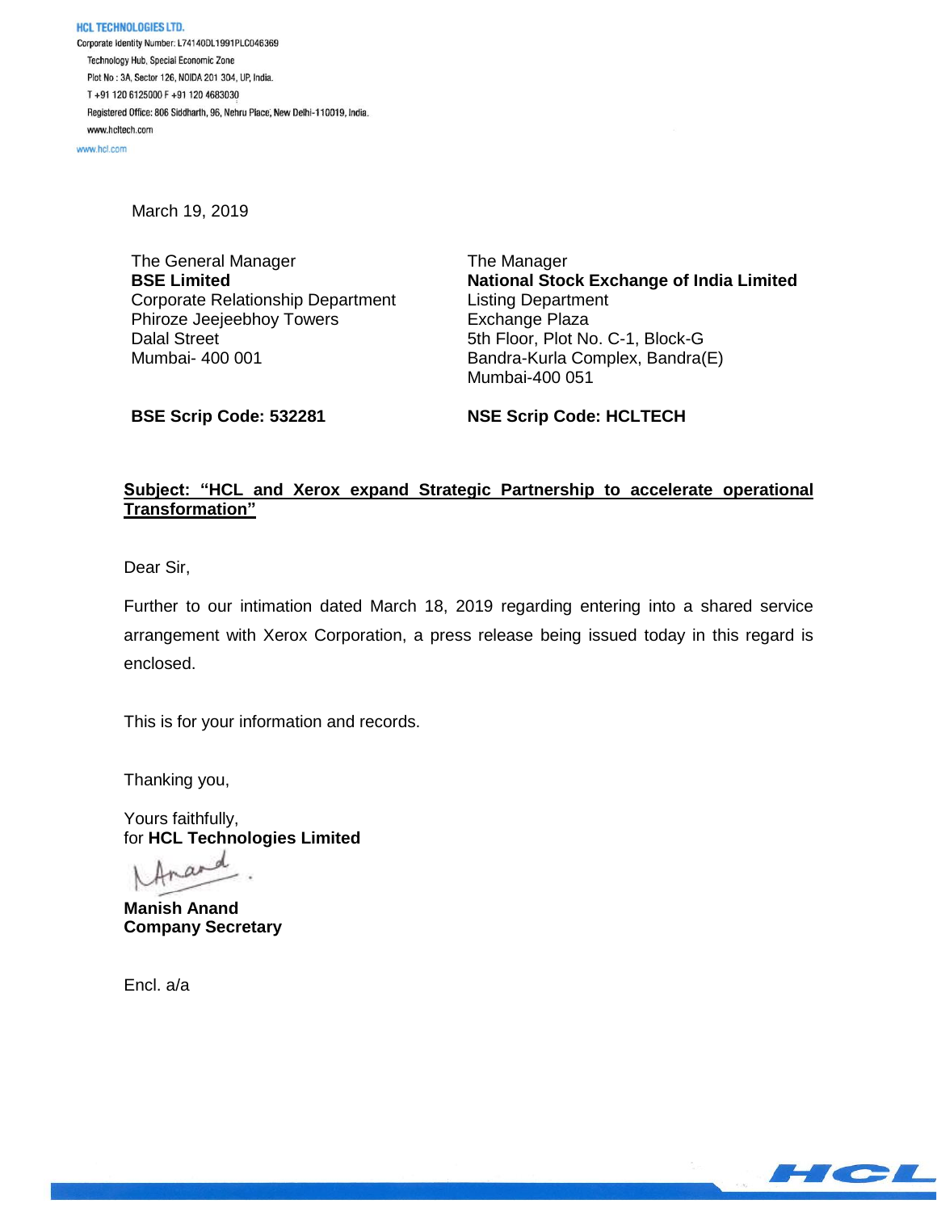**HCL TECHNOLOGIES LTD.**
Corporate Identity Number: L74140DL1991PLC046369
Technology Hub, Special Economic Zone
Plot No : 3A, Sector 126, NOIDA 201 304, UP, India.
T +91 120 6125000 F +91 120 4683030
Registered Office: 806 Siddharth, 96, Nehru Place, New Delhi-110019, India.
www.hcltech.com
www.hcl.com

March 19, 2019

The General Manager
**BSE Limited**
Corporate Relationship Department
Phiroze Jeejeebhoy Towers
Dalal Street
Mumbai- 400 001

The Manager
**National Stock Exchange of India Limited**
Listing Department
Exchange Plaza
5th Floor, Plot No. C-1, Block-G
Bandra-Kurla Complex, Bandra(E)
Mumbai-400 051

**BSE Scrip Code: 532281**

**NSE Scrip Code: HCLTECH**

**Subject: "HCL and Xerox expand Strategic Partnership to accelerate operational Transformation"**

Dear Sir,

Further to our intimation dated March 18, 2019 regarding entering into a shared service arrangement with Xerox Corporation, a press release being issued today in this regard is enclosed.

This is for your information and records.

Thanking you,

Yours faithfully,
for **HCL Technologies Limited**

**Manish Anand**
**Company Secretary**

Encl. a/a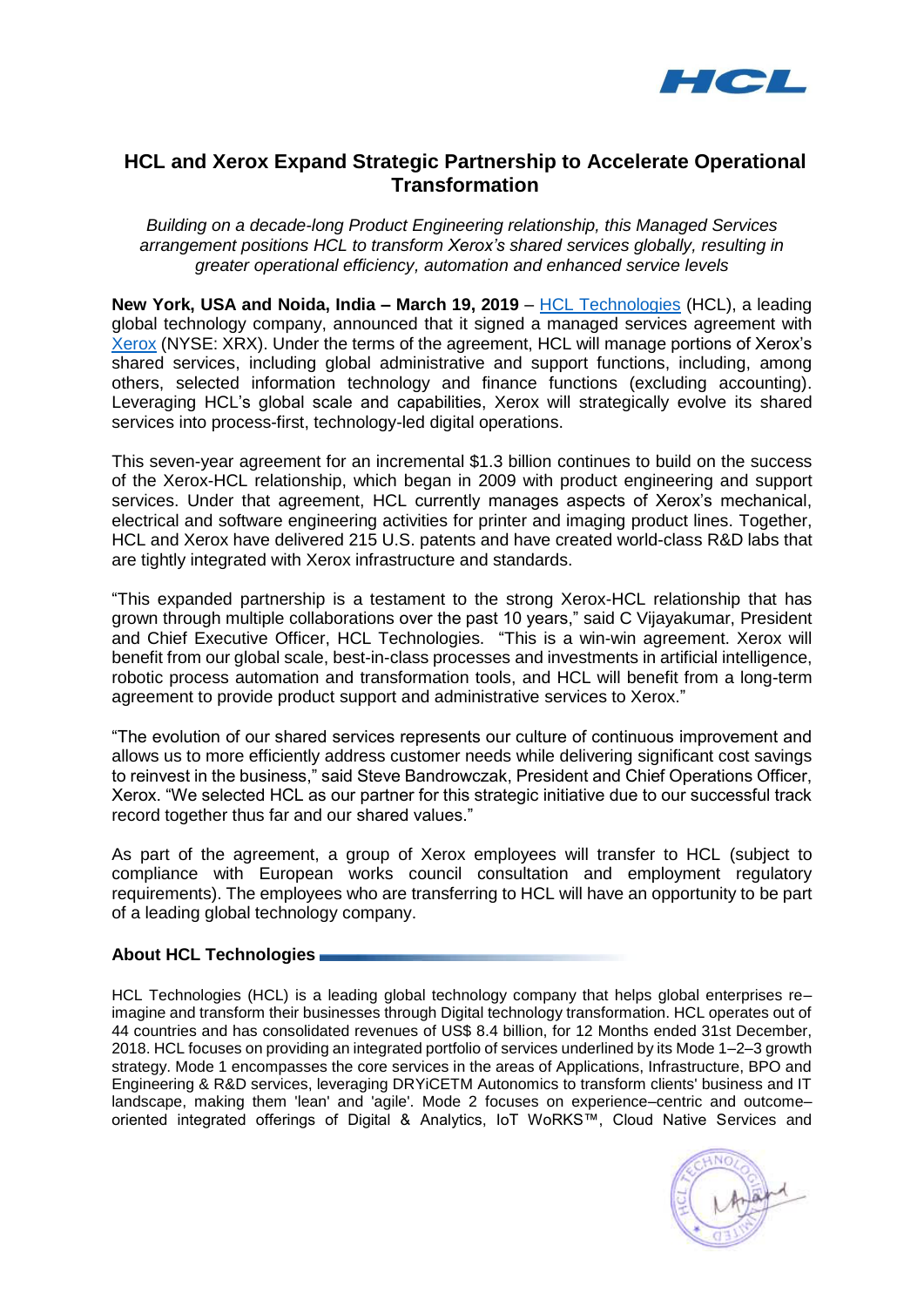## HCL and Xerox Expand Strategic Partnership to Accelerate Operational Transformation

*Building on a decade-long Product Engineering relationship, this Managed Services arrangement positions HCL to transform Xerox's shared services globally, resulting in greater operational efficiency, automation and enhanced service levels*

**New York, USA and Noida, India – March 19, 2019** – [HCL Technologies](#) (HCL), a leading global technology company, announced that it signed a managed services agreement with [Xerox](#) (NYSE: XRX). Under the terms of the agreement, HCL will manage portions of Xerox's shared services, including global administrative and support functions, including, among others, selected information technology and finance functions (excluding accounting). Leveraging HCL's global scale and capabilities, Xerox will strategically evolve its shared services into process-first, technology-led digital operations.

This seven-year agreement for an incremental $1.3 billion continues to build on the success of the Xerox-HCL relationship, which began in 2009 with product engineering and support services. Under that agreement, HCL currently manages aspects of Xerox's mechanical, electrical and software engineering activities for printer and imaging product lines. Together, HCL and Xerox have delivered 215 U.S. patents and have created world-class R&D labs that are tightly integrated with Xerox infrastructure and standards.

"This expanded partnership is a testament to the strong Xerox-HCL relationship that has grown through multiple collaborations over the past 10 years," said C Vijayakumar, President and Chief Executive Officer, HCL Technologies. "This is a win-win agreement. Xerox will benefit from our global scale, best-in-class processes and investments in artificial intelligence, robotic process automation and transformation tools, and HCL will benefit from a long-term agreement to provide product support and administrative services to Xerox."

"The evolution of our shared services represents our culture of continuous improvement and allows us to more efficiently address customer needs while delivering significant cost savings to reinvest in the business," said Steve Bandrowczak, President and Chief Operations Officer, Xerox. "We selected HCL as our partner for this strategic initiative due to our successful track record together thus far and our shared values."

As part of the agreement, a group of Xerox employees will transfer to HCL (subject to compliance with European works council consultation and employment regulatory requirements). The employees who are transferring to HCL will have an opportunity to be part of a leading global technology company.

### About HCL Technologies

HCL Technologies (HCL) is a leading global technology company that helps global enterprises re–imagine and transform their businesses through Digital technology transformation. HCL operates out of 44 countries and has consolidated revenues of US$ 8.4 billion, for 12 Months ended 31st December, 2018. HCL focuses on providing an integrated portfolio of services underlined by its Mode 1–2–3 growth strategy. Mode 1 encompasses the core services in the areas of Applications, Infrastructure, BPO and Engineering & R&D services, leveraging DRYiCETM Autonomics to transform clients' business and IT landscape, making them 'lean' and 'agile'. Mode 2 focuses on experience–centric and outcome–oriented integrated offerings of Digital & Analytics, IoT WoRKS™, Cloud Native Services and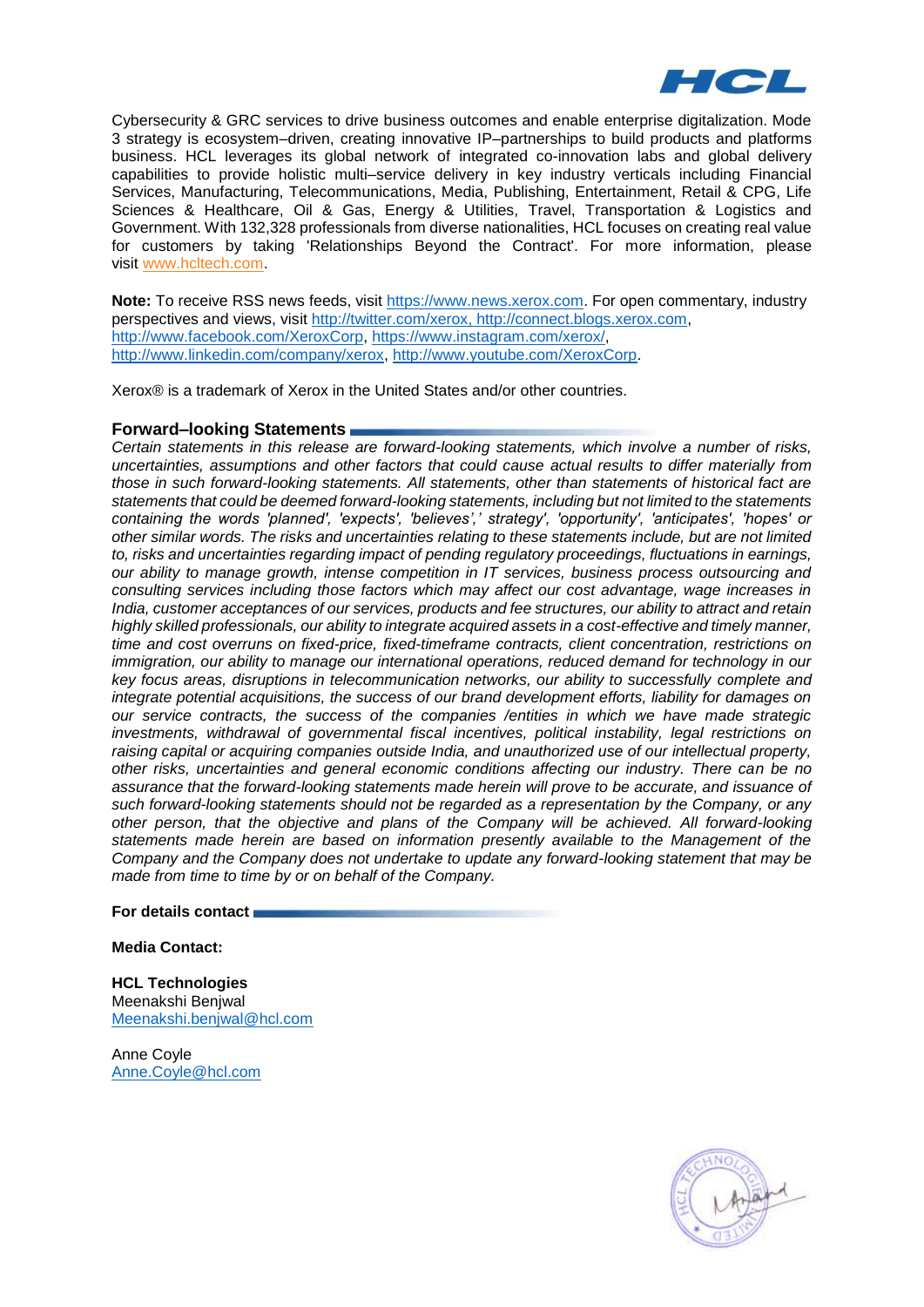Cybersecurity & GRC services to drive business outcomes and enable enterprise digitalization. Mode 3 strategy is ecosystem–driven, creating innovative IP–partnerships to build products and platforms business. HCL leverages its global network of integrated co-innovation labs and global delivery capabilities to provide holistic multi–service delivery in key industry verticals including Financial Services, Manufacturing, Telecommunications, Media, Publishing, Entertainment, Retail & CPG, Life Sciences & Healthcare, Oil & Gas, Energy & Utilities, Travel, Transportation & Logistics and Government. With 132,328 professionals from diverse nationalities, HCL focuses on creating real value for customers by taking 'Relationships Beyond the Contract'. For more information, please visit www.hcltech.com.

**Note:** To receive RSS news feeds, visit https://www.news.xerox.com. For open commentary, industry perspectives and views, visit http://twitter.com/xerox, http://connect.blogs.xerox.com, http://www.facebook.com/XeroxCorp, https://www.instagram.com/xerox/, http://www.linkedin.com/company/xerox, http://www.youtube.com/XeroxCorp.

Xerox® is a trademark of Xerox in the United States and/or other countries.

## Forward–looking Statements

*Certain statements in this release are forward-looking statements, which involve a number of risks, uncertainties, assumptions and other factors that could cause actual results to differ materially from those in such forward-looking statements. All statements, other than statements of historical fact are statements that could be deemed forward-looking statements, including but not limited to the statements containing the words 'planned', 'expects', 'believes',' strategy', 'opportunity', 'anticipates', 'hopes' or other similar words. The risks and uncertainties relating to these statements include, but are not limited to, risks and uncertainties regarding impact of pending regulatory proceedings, fluctuations in earnings, our ability to manage growth, intense competition in IT services, business process outsourcing and consulting services including those factors which may affect our cost advantage, wage increases in India, customer acceptances of our services, products and fee structures, our ability to attract and retain highly skilled professionals, our ability to integrate acquired assets in a cost-effective and timely manner, time and cost overruns on fixed-price, fixed-timeframe contracts, client concentration, restrictions on immigration, our ability to manage our international operations, reduced demand for technology in our key focus areas, disruptions in telecommunication networks, our ability to successfully complete and integrate potential acquisitions, the success of our brand development efforts, liability for damages on our service contracts, the success of the companies /entities in which we have made strategic investments, withdrawal of governmental fiscal incentives, political instability, legal restrictions on raising capital or acquiring companies outside India, and unauthorized use of our intellectual property, other risks, uncertainties and general economic conditions affecting our industry. There can be no assurance that the forward-looking statements made herein will prove to be accurate, and issuance of such forward-looking statements should not be regarded as a representation by the Company, or any other person, that the objective and plans of the Company will be achieved. All forward-looking statements made herein are based on information presently available to the Management of the Company and the Company does not undertake to update any forward-looking statement that may be made from time to time by or on behalf of the Company.*

**For details contact**

**Media Contact:**

**HCL Technologies**
Meenakshi Benjwal
Meenakshi.benjwal@hcl.com

Anne Coyle
Anne.Coyle@hcl.com